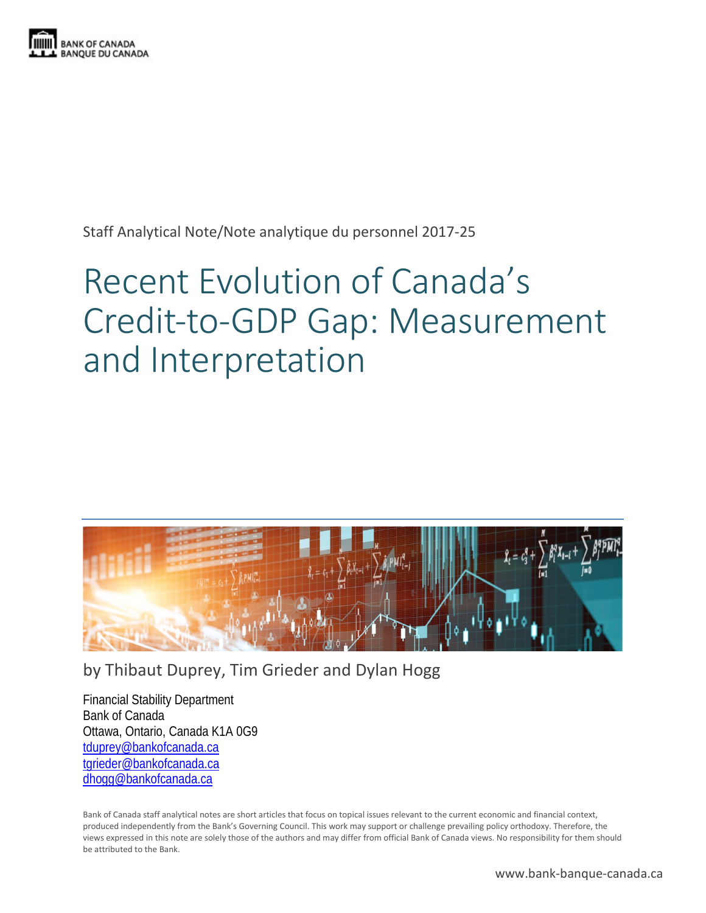BANK OF CANADA
BANQUE DU CANADA

Staff Analytical Note/Note analytique du personnel 2017-25

# Recent Evolution of Canada's Credit-to-GDP Gap: Measurement and Interpretation

by Thibaut Duprey, Tim Grieder and Dylan Hogg

Financial Stability Department
Bank of Canada
Ottawa, Ontario, Canada K1A 0G9
tduprey@bankofcanada.ca
tgrieder@bankofcanada.ca
dhogg@bankofcanada.ca

Bank of Canada staff analytical notes are short articles that focus on topical issues relevant to the current economic and financial context, produced independently from the Bank's Governing Council. This work may support or challenge prevailing policy orthodoxy. Therefore, the views expressed in this note are solely those of the authors and may differ from official Bank of Canada views. No responsibility for them should be attributed to the Bank.

www.bank-banque-canada.ca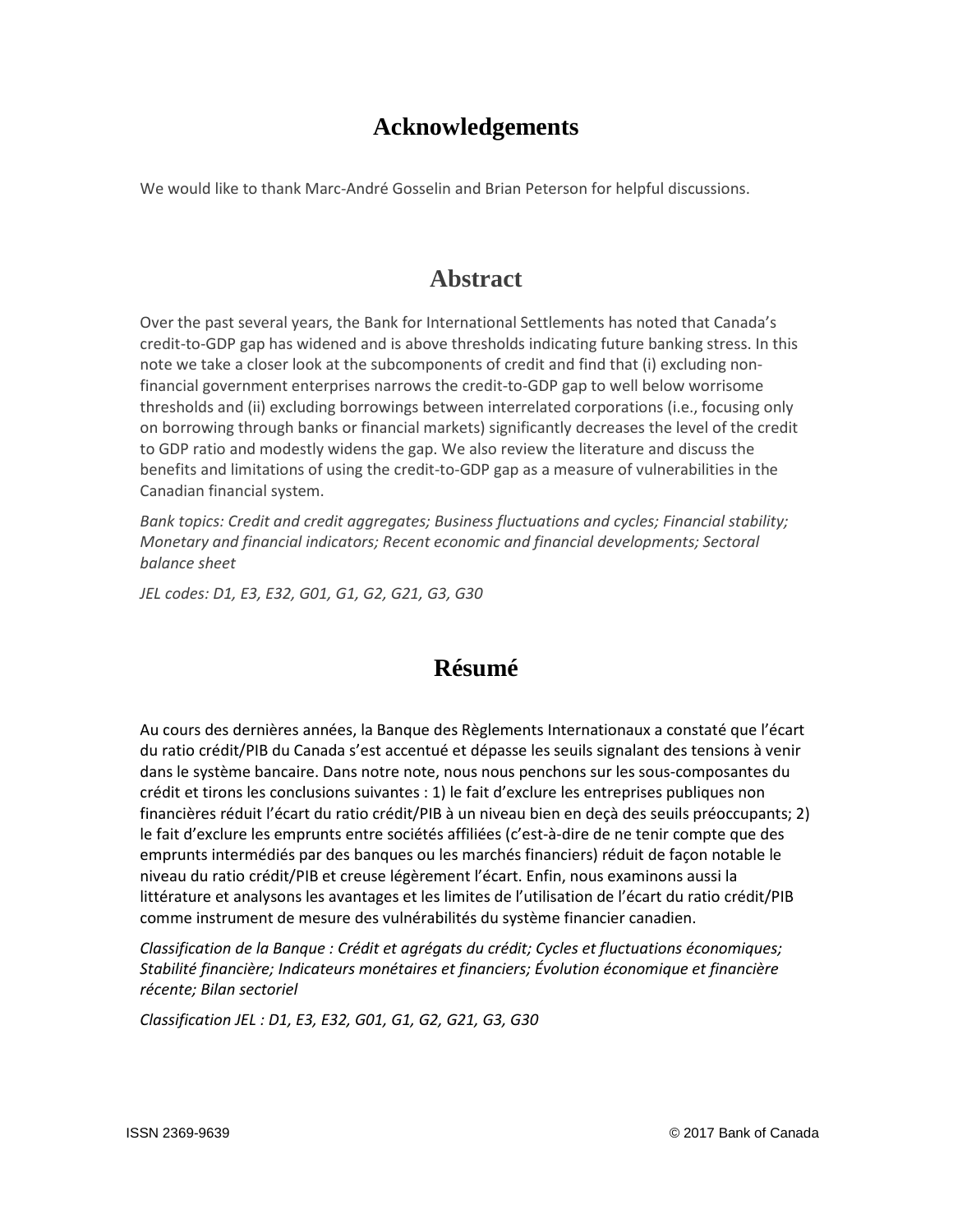## Acknowledgements

We would like to thank Marc-André Gosselin and Brian Peterson for helpful discussions.

## Abstract

Over the past several years, the Bank for International Settlements has noted that Canada's credit-to-GDP gap has widened and is above thresholds indicating future banking stress. In this note we take a closer look at the subcomponents of credit and find that (i) excluding non-financial government enterprises narrows the credit-to-GDP gap to well below worrisome thresholds and (ii) excluding borrowings between interrelated corporations (i.e., focusing only on borrowing through banks or financial markets) significantly decreases the level of the credit to GDP ratio and modestly widens the gap. We also review the literature and discuss the benefits and limitations of using the credit-to-GDP gap as a measure of vulnerabilities in the Canadian financial system.

*Bank topics: Credit and credit aggregates; Business fluctuations and cycles; Financial stability; Monetary and financial indicators; Recent economic and financial developments; Sectoral balance sheet*

*JEL codes: D1, E3, E32, G01, G1, G2, G21, G3, G30*

## Résumé

Au cours des dernières années, la Banque des Règlements Internationaux a constaté que l'écart du ratio crédit/PIB du Canada s'est accentué et dépasse les seuils signalant des tensions à venir dans le système bancaire. Dans notre note, nous nous penchons sur les sous-composantes du crédit et tirons les conclusions suivantes : 1) le fait d'exclure les entreprises publiques non financières réduit l'écart du ratio crédit/PIB à un niveau bien en deçà des seuils préoccupants; 2) le fait d'exclure les emprunts entre sociétés affiliées (c'est-à-dire de ne tenir compte que des emprunts intermédiés par des banques ou les marchés financiers) réduit de façon notable le niveau du ratio crédit/PIB et creuse légèrement l'écart. Enfin, nous examinons aussi la littérature et analysons les avantages et les limites de l'utilisation de l'écart du ratio crédit/PIB comme instrument de mesure des vulnérabilités du système financier canadien.

*Classification de la Banque : Crédit et agrégats du crédit; Cycles et fluctuations économiques; Stabilité financière; Indicateurs monétaires et financiers; Évolution économique et financière récente; Bilan sectoriel*

*Classification JEL : D1, E3, E32, G01, G1, G2, G21, G3, G30*

ISSN 2369-9639 © 2017 Bank of Canada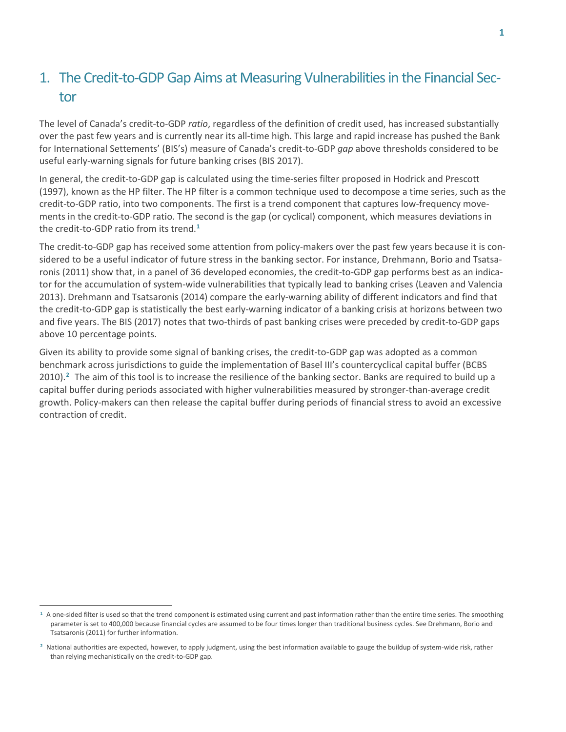# 1. The Credit-to-GDP Gap Aims at Measuring Vulnerabilities in the Financial Sector

The level of Canada's credit-to-GDP *ratio*, regardless of the definition of credit used, has increased substantially over the past few years and is currently near its all-time high. This large and rapid increase has pushed the Bank for International Settements' (BIS's) measure of Canada's credit-to-GDP *gap* above thresholds considered to be useful early-warning signals for future banking crises (BIS 2017).

In general, the credit-to-GDP gap is calculated using the time-series filter proposed in Hodrick and Prescott (1997), known as the HP filter. The HP filter is a common technique used to decompose a time series, such as the credit-to-GDP ratio, into two components. The first is a trend component that captures low-frequency movements in the credit-to-GDP ratio. The second is the gap (or cyclical) component, which measures deviations in the credit-to-GDP ratio from its trend.[1]

The credit-to-GDP gap has received some attention from policy-makers over the past few years because it is considered to be a useful indicator of future stress in the banking sector. For instance, Drehmann, Borio and Tsatsaronis (2011) show that, in a panel of 36 developed economies, the credit-to-GDP gap performs best as an indicator for the accumulation of system-wide vulnerabilities that typically lead to banking crises (Leaven and Valencia 2013). Drehmann and Tsatsaronis (2014) compare the early-warning ability of different indicators and find that the credit-to-GDP gap is statistically the best early-warning indicator of a banking crisis at horizons between two and five years. The BIS (2017) notes that two-thirds of past banking crises were preceded by credit-to-GDP gaps above 10 percentage points.

Given its ability to provide some signal of banking crises, the credit-to-GDP gap was adopted as a common benchmark across jurisdictions to guide the implementation of Basel III's countercyclical capital buffer (BCBS 2010).[2] The aim of this tool is to increase the resilience of the banking sector. Banks are required to build up a capital buffer during periods associated with higher vulnerabilities measured by stronger-than-average credit growth. Policy-makers can then release the capital buffer during periods of financial stress to avoid an excessive contraction of credit.

---

[1] A one-sided filter is used so that the trend component is estimated using current and past information rather than the entire time series. The smoothing parameter is set to 400,000 because financial cycles are assumed to be four times longer than traditional business cycles. See Drehmann, Borio and Tsatsaronis (2011) for further information.

[2] National authorities are expected, however, to apply judgment, using the best information available to gauge the buildup of system-wide risk, rather than relying mechanistically on the credit-to-GDP gap.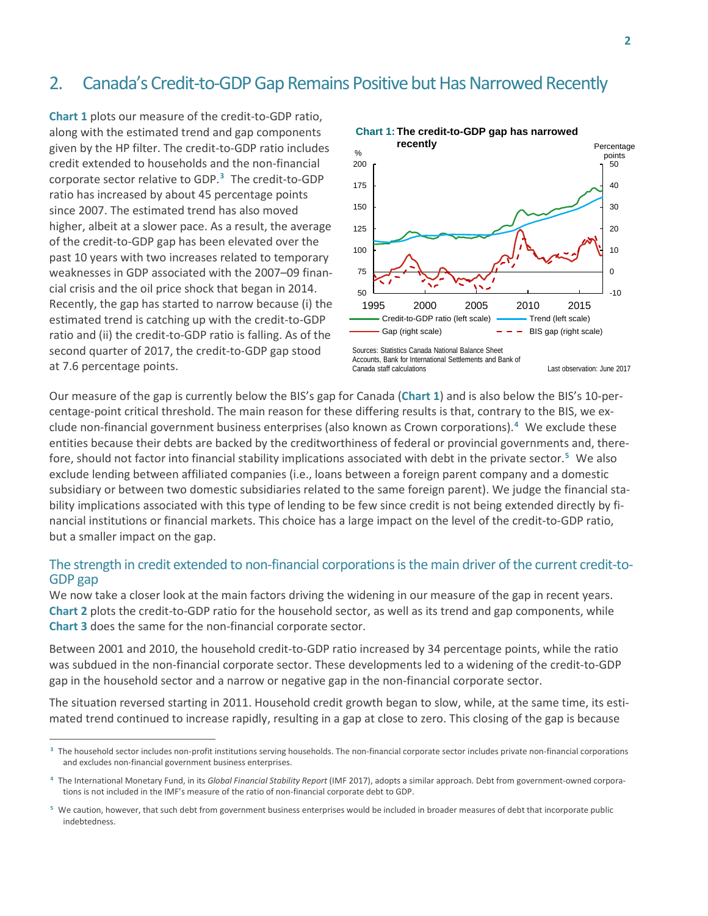## 2. Canada's Credit-to-GDP Gap Remains Positive but Has Narrowed Recently

**Chart 1** plots our measure of the credit-to-GDP ratio, along with the estimated trend and gap components given by the HP filter. The credit-to-GDP ratio includes credit extended to households and the non-financial corporate sector relative to GDP.[3] The credit-to-GDP ratio has increased by about 45 percentage points since 2007. The estimated trend has also moved higher, albeit at a slower pace. As a result, the average of the credit-to-GDP gap has been elevated over the past 10 years with two increases related to temporary weaknesses in GDP associated with the 2007–09 financial crisis and the oil price shock that began in 2014. Recently, the gap has started to narrow because (i) the estimated trend is catching up with the credit-to-GDP ratio and (ii) the credit-to-GDP ratio is falling. As of the second quarter of 2017, the credit-to-GDP gap stood at 7.6 percentage points.

**Chart 1: The credit-to-GDP gap has narrowed recently**

Legend: Credit-to-GDP ratio (left scale); Trend (left scale); Gap (right scale); BIS gap (right scale)

Sources: Statistics Canada National Balance Sheet Accounts, Bank for International Settlements and Bank of Canada staff calculations

Last observation: June 2017

Our measure of the gap is currently below the BIS's gap for Canada (**Chart 1**) and is also below the BIS's 10-percentage-point critical threshold. The main reason for these differing results is that, contrary to the BIS, we exclude non-financial government business enterprises (also known as Crown corporations).[4] We exclude these entities because their debts are backed by the creditworthiness of federal or provincial governments and, therefore, should not factor into financial stability implications associated with debt in the private sector.[5] We also exclude lending between affiliated companies (i.e., loans between a foreign parent company and a domestic subsidiary or between two domestic subsidiaries related to the same foreign parent). We judge the financial stability implications associated with this type of lending to be few since credit is not being extended directly by financial institutions or financial markets. This choice has a large impact on the level of the credit-to-GDP ratio, but a smaller impact on the gap.

### The strength in credit extended to non-financial corporations is the main driver of the current credit-to-GDP gap

We now take a closer look at the main factors driving the widening in our measure of the gap in recent years. **Chart 2** plots the credit-to-GDP ratio for the household sector, as well as its trend and gap components, while **Chart 3** does the same for the non-financial corporate sector.

Between 2001 and 2010, the household credit-to-GDP ratio increased by 34 percentage points, while the ratio was subdued in the non-financial corporate sector. These developments led to a widening of the credit-to-GDP gap in the household sector and a narrow or negative gap in the non-financial corporate sector.

The situation reversed starting in 2011. Household credit growth began to slow, while, at the same time, its estimated trend continued to increase rapidly, resulting in a gap at close to zero. This closing of the gap is because

---

[3] The household sector includes non-profit institutions serving households. The non-financial corporate sector includes private non-financial corporations and excludes non-financial government business enterprises.

[4] The International Monetary Fund, in its *Global Financial Stability Report* (IMF 2017), adopts a similar approach. Debt from government-owned corporations is not included in the IMF's measure of the ratio of non-financial corporate debt to GDP.

[5] We caution, however, that such debt from government business enterprises would be included in broader measures of debt that incorporate public indebtedness.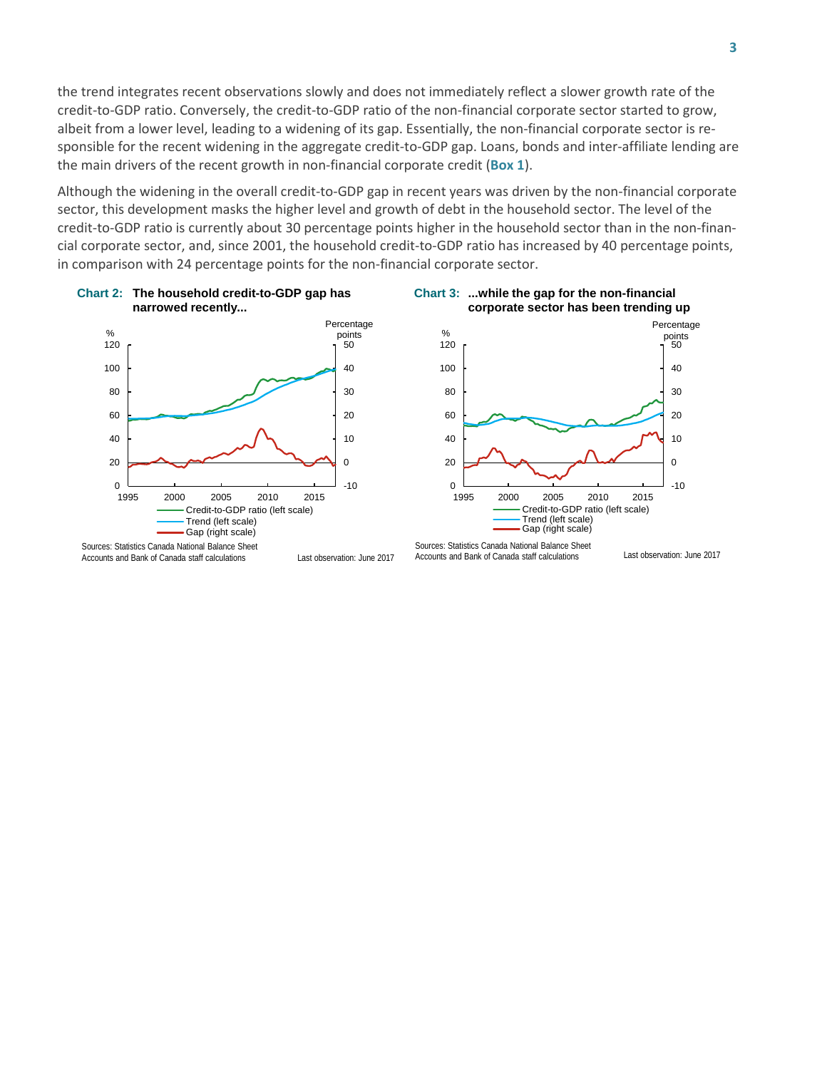the trend integrates recent observations slowly and does not immediately reflect a slower growth rate of the credit-to-GDP ratio. Conversely, the credit-to-GDP ratio of the non-financial corporate sector started to grow, albeit from a lower level, leading to a widening of its gap. Essentially, the non-financial corporate sector is responsible for the recent widening in the aggregate credit-to-GDP gap. Loans, bonds and inter-affiliate lending are the main drivers of the recent growth in non-financial corporate credit (**Box 1**).

Although the widening in the overall credit-to-GDP gap in recent years was driven by the non-financial corporate sector, this development masks the higher level and growth of debt in the household sector. The level of the credit-to-GDP ratio is currently about 30 percentage points higher in the household sector than in the non-financial corporate sector, and, since 2001, the household credit-to-GDP ratio has increased by 40 percentage points, in comparison with 24 percentage points for the non-financial corporate sector.

**Chart 2: The household credit-to-GDP gap has narrowed recently...**

Sources: Statistics Canada National Balance Sheet Accounts and Bank of Canada staff calculations

Last observation: June 2017

**Chart 3: ...while the gap for the non-financial corporate sector has been trending up**

Sources: Statistics Canada National Balance Sheet Accounts and Bank of Canada staff calculations

Last observation: June 2017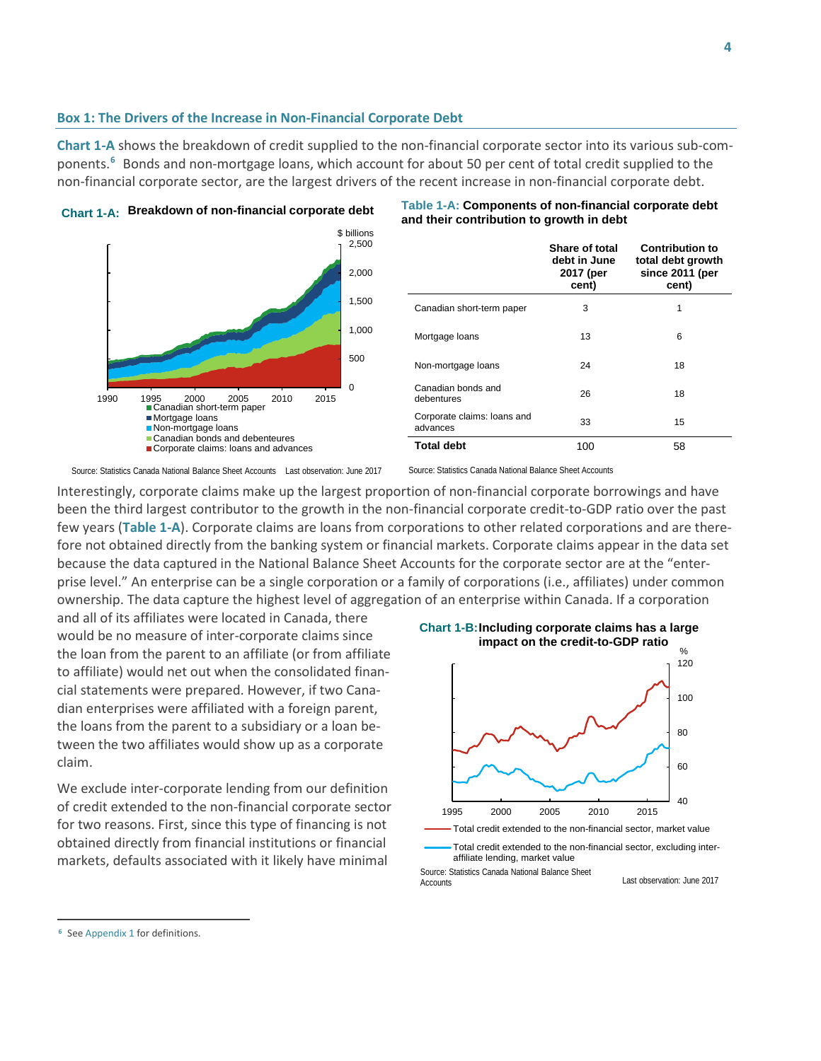## Box 1: The Drivers of the Increase in Non-Financial Corporate Debt

**Chart 1-A** shows the breakdown of credit supplied to the non-financial corporate sector into its various sub-components.[6] Bonds and non-mortgage loans, which account for about 50 per cent of total credit supplied to the non-financial corporate sector, are the largest drivers of the recent increase in non-financial corporate debt.

**Chart 1-A: Breakdown of non-financial corporate debt**

- Canadian short-term paper
- Mortgage loans
- Non-mortgage loans
- Canadian bonds and debenteures
- Corporate claims: loans and advances

Source: Statistics Canada National Balance Sheet Accounts Last observation: June 2017

**Table 1-A: Components of non-financial corporate debt and their contribution to growth in debt**

| | Share of total debt in June 2017 (per cent) | Contribution to total debt growth since 2011 (per cent) |
|---|---|---|
| Canadian short-term paper | 3 | 1 |
| Mortgage loans | 13 | 6 |
| Non-mortgage loans | 24 | 18 |
| Canadian bonds and debentures | 26 | 18 |
| Corporate claims: loans and advances | 33 | 15 |
| **Total debt** | 100 | 58 |

Source: Statistics Canada National Balance Sheet Accounts

Interestingly, corporate claims make up the largest proportion of non-financial corporate borrowings and have been the third largest contributor to the growth in the non-financial corporate credit-to-GDP ratio over the past few years (**Table 1-A**). Corporate claims are loans from corporations to other related corporations and are therefore not obtained directly from the banking system or financial markets. Corporate claims appear in the data set because the data captured in the National Balance Sheet Accounts for the corporate sector are at the "enterprise level." An enterprise can be a single corporation or a family of corporations (i.e., affiliates) under common ownership. The data capture the highest level of aggregation of an enterprise within Canada. If a corporation and all of its affiliates were located in Canada, there would be no measure of inter-corporate claims since the loan from the parent to an affiliate (or from affiliate to affiliate) would net out when the consolidated financial statements were prepared. However, if two Canadian enterprises were affiliated with a foreign parent, the loans from the parent to a subsidiary or a loan between the two affiliates would show up as a corporate claim.

**Chart 1-B: Including corporate claims has a large impact on the credit-to-GDP ratio**

- Total credit extended to the non-financial sector, market value
- Total credit extended to the non-financial sector, excluding inter-affiliate lending, market value

Source: Statistics Canada National Balance Sheet Accounts Last observation: June 2017

We exclude inter-corporate lending from our definition of credit extended to the non-financial corporate sector for two reasons. First, since this type of financing is not obtained directly from financial institutions or financial markets, defaults associated with it likely have minimal

[6] See Appendix 1 for definitions.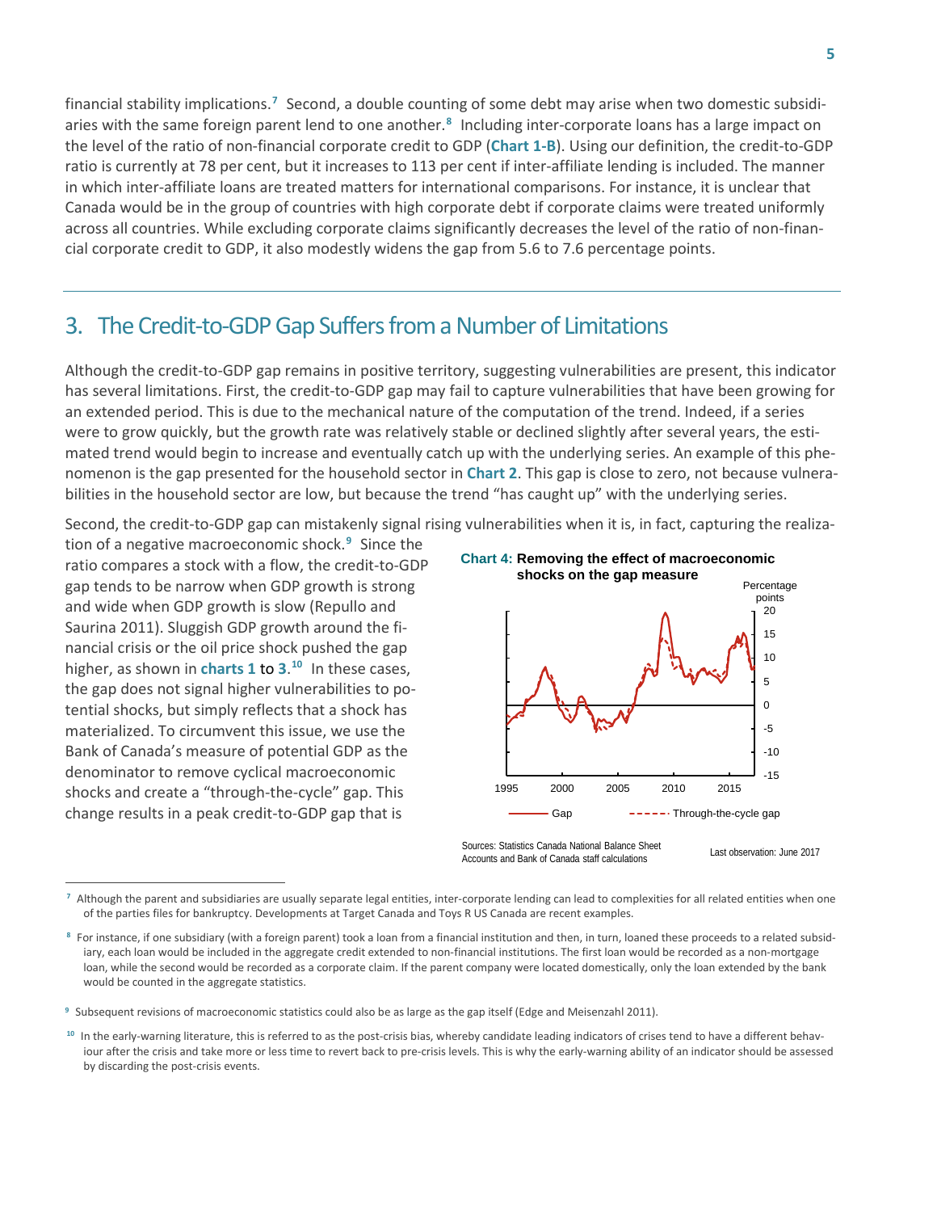financial stability implications.[7] Second, a double counting of some debt may arise when two domestic subsidiaries with the same foreign parent lend to one another.[8] Including inter-corporate loans has a large impact on the level of the ratio of non-financial corporate credit to GDP (**Chart 1-B**). Using our definition, the credit-to-GDP ratio is currently at 78 per cent, but it increases to 113 per cent if inter-affiliate lending is included. The manner in which inter-affiliate loans are treated matters for international comparisons. For instance, it is unclear that Canada would be in the group of countries with high corporate debt if corporate claims were treated uniformly across all countries. While excluding corporate claims significantly decreases the level of the ratio of non-financial corporate credit to GDP, it also modestly widens the gap from 5.6 to 7.6 percentage points.

## 3. The Credit-to-GDP Gap Suffers from a Number of Limitations

Although the credit-to-GDP gap remains in positive territory, suggesting vulnerabilities are present, this indicator has several limitations. First, the credit-to-GDP gap may fail to capture vulnerabilities that have been growing for an extended period. This is due to the mechanical nature of the computation of the trend. Indeed, if a series were to grow quickly, but the growth rate was relatively stable or declined slightly after several years, the estimated trend would begin to increase and eventually catch up with the underlying series. An example of this phenomenon is the gap presented for the household sector in **Chart 2**. This gap is close to zero, not because vulnerabilities in the household sector are low, but because the trend "has caught up" with the underlying series.

Second, the credit-to-GDP gap can mistakenly signal rising vulnerabilities when it is, in fact, capturing the realization of a negative macroeconomic shock.[9] Since the ratio compares a stock with a flow, the credit-to-GDP gap tends to be narrow when GDP growth is strong and wide when GDP growth is slow (Repullo and Saurina 2011). Sluggish GDP growth around the financial crisis or the oil price shock pushed the gap higher, as shown in **charts 1** to **3**.[10] In these cases, the gap does not signal higher vulnerabilities to potential shocks, but simply reflects that a shock has materialized. To circumvent this issue, we use the Bank of Canada's measure of potential GDP as the denominator to remove cyclical macroeconomic shocks and create a "through-the-cycle" gap. This change results in a peak credit-to-GDP gap that is

**Chart 4: Removing the effect of macroeconomic shocks on the gap measure**

Sources: Statistics Canada National Balance Sheet Accounts and Bank of Canada staff calculations

Last observation: June 2017

---

[7] Although the parent and subsidiaries are usually separate legal entities, inter-corporate lending can lead to complexities for all related entities when one of the parties files for bankruptcy. Developments at Target Canada and Toys R US Canada are recent examples.

[8] For instance, if one subsidiary (with a foreign parent) took a loan from a financial institution and then, in turn, loaned these proceeds to a related subsidiary, each loan would be included in the aggregate credit extended to non-financial institutions. The first loan would be recorded as a non-mortgage loan, while the second would be recorded as a corporate claim. If the parent company were located domestically, only the loan extended by the bank would be counted in the aggregate statistics.

[9] Subsequent revisions of macroeconomic statistics could also be as large as the gap itself (Edge and Meisenzahl 2011).

[10] In the early-warning literature, this is referred to as the post-crisis bias, whereby candidate leading indicators of crises tend to have a different behaviour after the crisis and take more or less time to revert back to pre-crisis levels. This is why the early-warning ability of an indicator should be assessed by discarding the post-crisis events.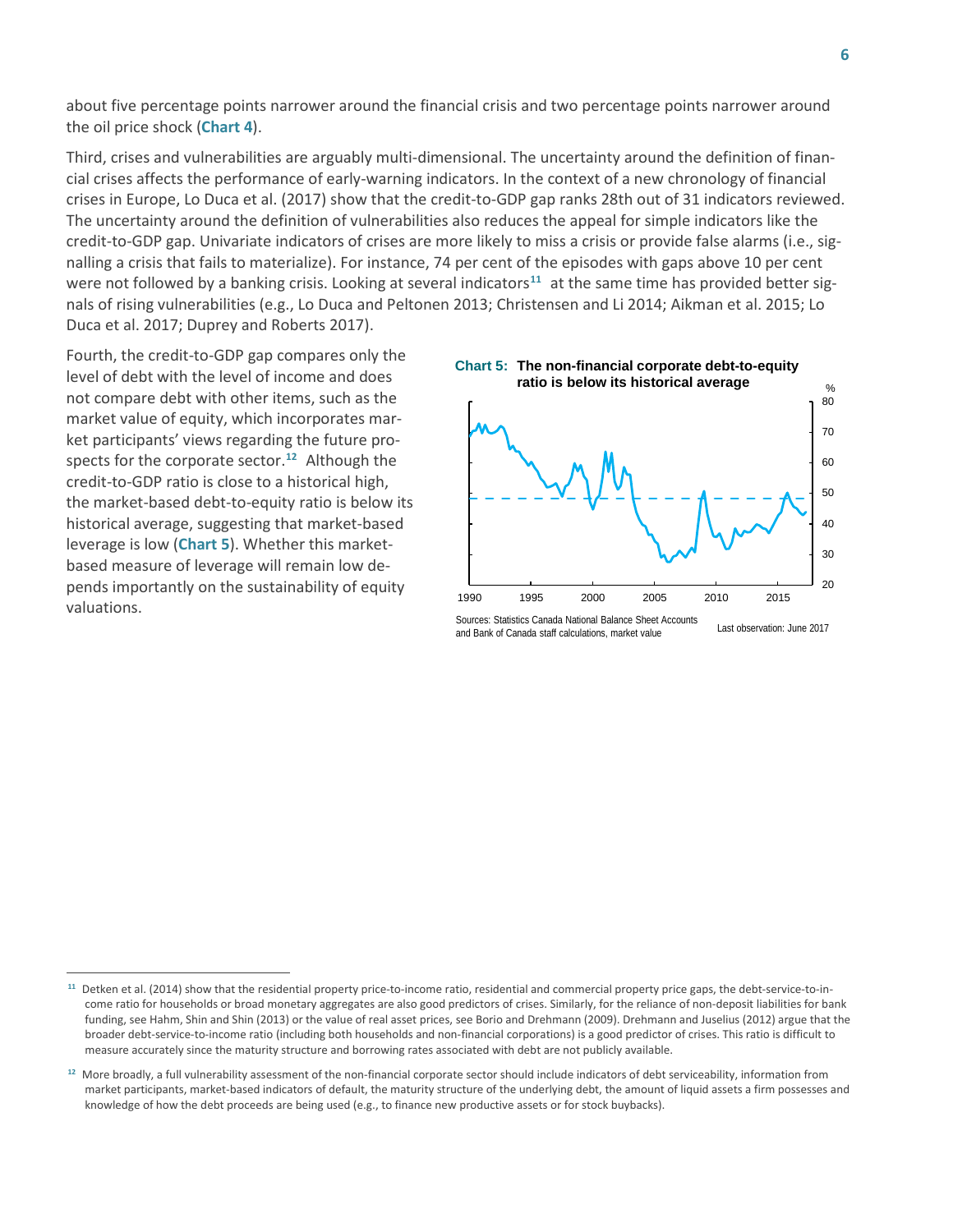about five percentage points narrower around the financial crisis and two percentage points narrower around the oil price shock (**Chart 4**).

Third, crises and vulnerabilities are arguably multi-dimensional. The uncertainty around the definition of financial crises affects the performance of early-warning indicators. In the context of a new chronology of financial crises in Europe, Lo Duca et al. (2017) show that the credit-to-GDP gap ranks 28th out of 31 indicators reviewed. The uncertainty around the definition of vulnerabilities also reduces the appeal for simple indicators like the credit-to-GDP gap. Univariate indicators of crises are more likely to miss a crisis or provide false alarms (i.e., signalling a crisis that fails to materialize). For instance, 74 per cent of the episodes with gaps above 10 per cent were not followed by a banking crisis. Looking at several indicators[11] at the same time has provided better signals of rising vulnerabilities (e.g., Lo Duca and Peltonen 2013; Christensen and Li 2014; Aikman et al. 2015; Lo Duca et al. 2017; Duprey and Roberts 2017).

Fourth, the credit-to-GDP gap compares only the level of debt with the level of income and does not compare debt with other items, such as the market value of equity, which incorporates market participants' views regarding the future prospects for the corporate sector.[12] Although the credit-to-GDP ratio is close to a historical high, the market-based debt-to-equity ratio is below its historical average, suggesting that market-based leverage is low (**Chart 5**). Whether this market-based measure of leverage will remain low depends importantly on the sustainability of equity valuations.

**Chart 5: The non-financial corporate debt-to-equity ratio is below its historical average**

Sources: Statistics Canada National Balance Sheet Accounts and Bank of Canada staff calculations, market value

Last observation: June 2017

---

[11] Detken et al. (2014) show that the residential property price-to-income ratio, residential and commercial property price gaps, the debt-service-to-income ratio for households or broad monetary aggregates are also good predictors of crises. Similarly, for the reliance of non-deposit liabilities for bank funding, see Hahm, Shin and Shin (2013) or the value of real asset prices, see Borio and Drehmann (2009). Drehmann and Juselius (2012) argue that the broader debt-service-to-income ratio (including both households and non-financial corporations) is a good predictor of crises. This ratio is difficult to measure accurately since the maturity structure and borrowing rates associated with debt are not publicly available.

[12] More broadly, a full vulnerability assessment of the non-financial corporate sector should include indicators of debt serviceability, information from market participants, market-based indicators of default, the maturity structure of the underlying debt, the amount of liquid assets a firm possesses and knowledge of how the debt proceeds are being used (e.g., to finance new productive assets or for stock buybacks).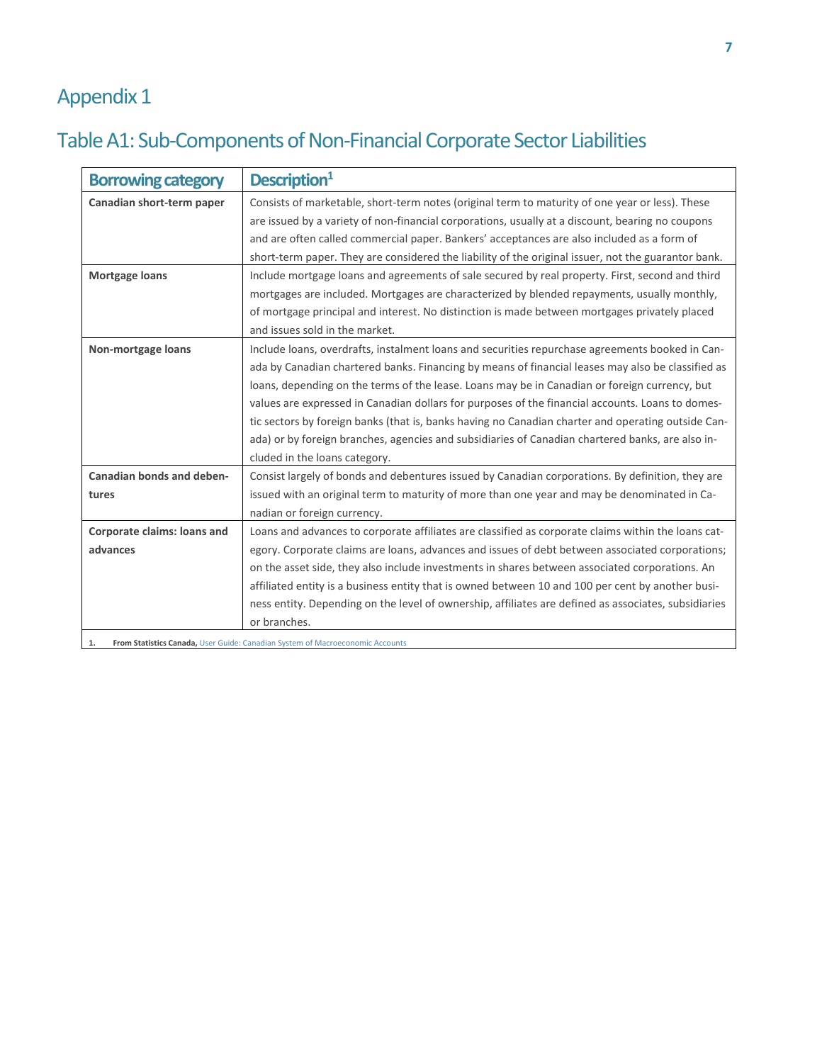# Appendix 1

## Table A1: Sub-Components of Non-Financial Corporate Sector Liabilities

| Borrowing category | Description[1] |
| --- | --- |
| **Canadian short-term paper** | Consists of marketable, short-term notes (original term to maturity of one year or less). These are issued by a variety of non-financial corporations, usually at a discount, bearing no coupons and are often called commercial paper. Bankers' acceptances are also included as a form of short-term paper. They are considered the liability of the original issuer, not the guarantor bank. |
| **Mortgage loans** | Include mortgage loans and agreements of sale secured by real property. First, second and third mortgages are included. Mortgages are characterized by blended repayments, usually monthly, of mortgage principal and interest. No distinction is made between mortgages privately placed and issues sold in the market. |
| **Non-mortgage loans** | Include loans, overdrafts, instalment loans and securities repurchase agreements booked in Canada by Canadian chartered banks. Financing by means of financial leases may also be classified as loans, depending on the terms of the lease. Loans may be in Canadian or foreign currency, but values are expressed in Canadian dollars for purposes of the financial accounts. Loans to domestic sectors by foreign banks (that is, banks having no Canadian charter and operating outside Canada) or by foreign branches, agencies and subsidiaries of Canadian chartered banks, are also included in the loans category. |
| **Canadian bonds and debentures** | Consist largely of bonds and debentures issued by Canadian corporations. By definition, they are issued with an original term to maturity of more than one year and may be denominated in Canadian or foreign currency. |
| **Corporate claims: loans and advances** | Loans and advances to corporate affiliates are classified as corporate claims within the loans category. Corporate claims are loans, advances and issues of debt between associated corporations; on the asset side, they also include investments in shares between associated corporations. An affiliated entity is a business entity that is owned between 10 and 100 per cent by another business entity. Depending on the level of ownership, affiliates are defined as associates, subsidiaries or branches. |

1. **From Statistics Canada,** User Guide: Canadian System of Macroeconomic Accounts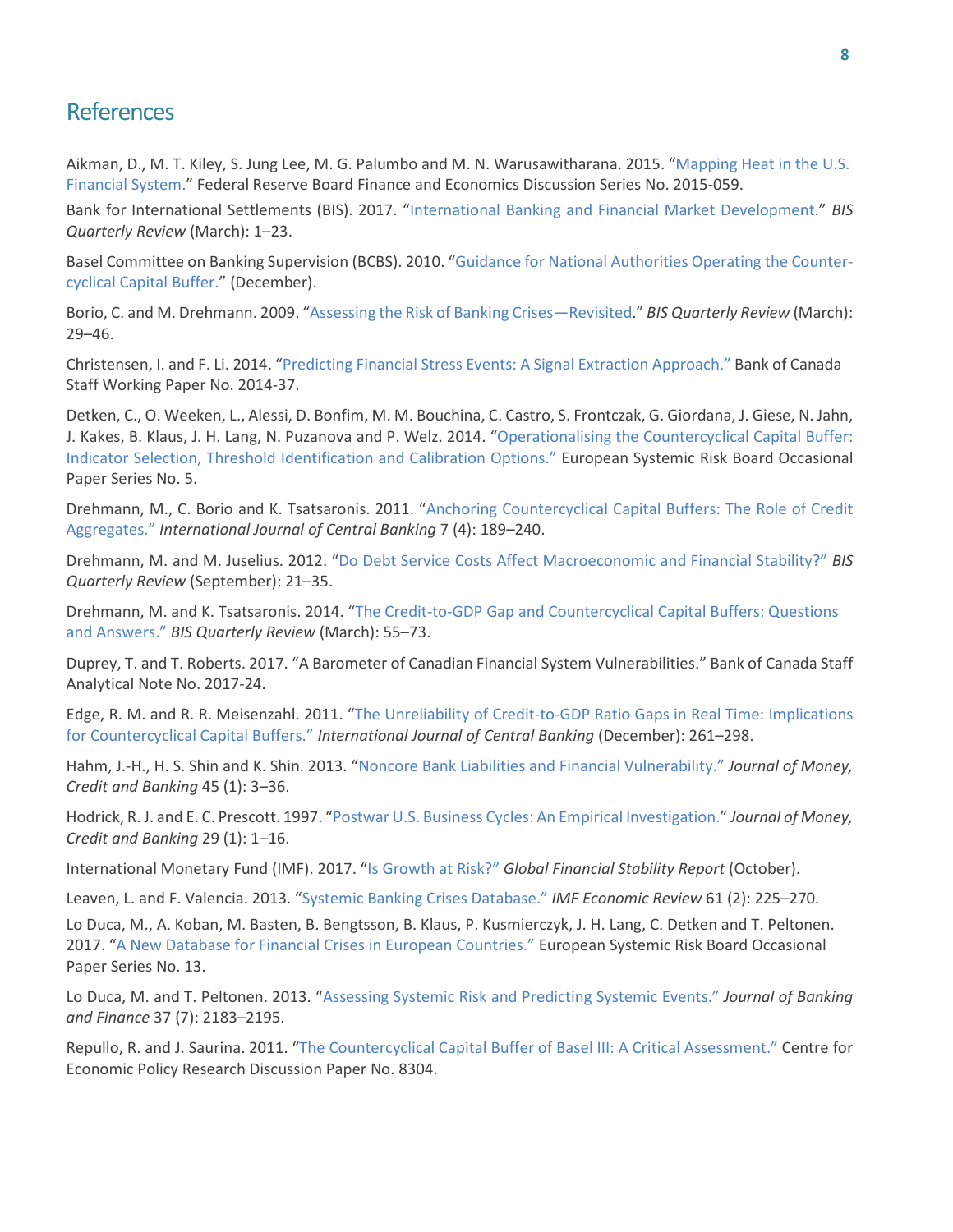## References

Aikman, D., M. T. Kiley, S. Jung Lee, M. G. Palumbo and M. N. Warusawitharana. 2015. "Mapping Heat in the U.S. Financial System." Federal Reserve Board Finance and Economics Discussion Series No. 2015-059.

Bank for International Settlements (BIS). 2017. "International Banking and Financial Market Development." *BIS Quarterly Review* (March): 1–23.

Basel Committee on Banking Supervision (BCBS). 2010. "Guidance for National Authorities Operating the Countercyclical Capital Buffer." (December).

Borio, C. and M. Drehmann. 2009. "Assessing the Risk of Banking Crises—Revisited." *BIS Quarterly Review* (March): 29–46.

Christensen, I. and F. Li. 2014. "Predicting Financial Stress Events: A Signal Extraction Approach." Bank of Canada Staff Working Paper No. 2014-37.

Detken, C., O. Weeken, L., Alessi, D. Bonfim, M. M. Bouchina, C. Castro, S. Frontczak, G. Giordana, J. Giese, N. Jahn, J. Kakes, B. Klaus, J. H. Lang, N. Puzanova and P. Welz. 2014. "Operationalising the Countercyclical Capital Buffer: Indicator Selection, Threshold Identification and Calibration Options." European Systemic Risk Board Occasional Paper Series No. 5.

Drehmann, M., C. Borio and K. Tsatsaronis. 2011. "Anchoring Countercyclical Capital Buffers: The Role of Credit Aggregates." *International Journal of Central Banking* 7 (4): 189–240.

Drehmann, M. and M. Juselius. 2012. "Do Debt Service Costs Affect Macroeconomic and Financial Stability?" *BIS Quarterly Review* (September): 21–35.

Drehmann, M. and K. Tsatsaronis. 2014. "The Credit-to-GDP Gap and Countercyclical Capital Buffers: Questions and Answers." *BIS Quarterly Review* (March): 55–73.

Duprey, T. and T. Roberts. 2017. "A Barometer of Canadian Financial System Vulnerabilities." Bank of Canada Staff Analytical Note No. 2017-24.

Edge, R. M. and R. R. Meisenzahl. 2011. "The Unreliability of Credit-to-GDP Ratio Gaps in Real Time: Implications for Countercyclical Capital Buffers." *International Journal of Central Banking* (December): 261–298.

Hahm, J.-H., H. S. Shin and K. Shin. 2013. "Noncore Bank Liabilities and Financial Vulnerability." *Journal of Money, Credit and Banking* 45 (1): 3–36.

Hodrick, R. J. and E. C. Prescott. 1997. "Postwar U.S. Business Cycles: An Empirical Investigation." *Journal of Money, Credit and Banking* 29 (1): 1–16.

International Monetary Fund (IMF). 2017. "Is Growth at Risk?" *Global Financial Stability Report* (October).

Leaven, L. and F. Valencia. 2013. "Systemic Banking Crises Database." *IMF Economic Review* 61 (2): 225–270.

Lo Duca, M., A. Koban, M. Basten, B. Bengtsson, B. Klaus, P. Kusmierczyk, J. H. Lang, C. Detken and T. Peltonen. 2017. "A New Database for Financial Crises in European Countries." European Systemic Risk Board Occasional Paper Series No. 13.

Lo Duca, M. and T. Peltonen. 2013. "Assessing Systemic Risk and Predicting Systemic Events." *Journal of Banking and Finance* 37 (7): 2183–2195.

Repullo, R. and J. Saurina. 2011. "The Countercyclical Capital Buffer of Basel III: A Critical Assessment." Centre for Economic Policy Research Discussion Paper No. 8304.